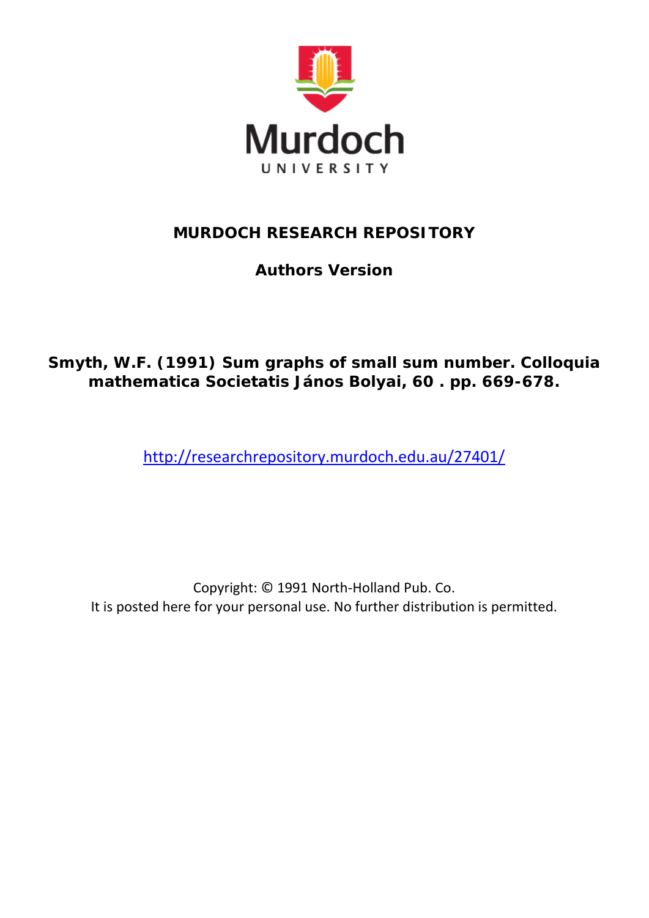Murdoch
UNIVERSITY

**MURDOCH RESEARCH REPOSITORY**

**Authors Version**

**Smyth, W.F. (1991) Sum graphs of small sum number. Colloquia mathematica Societatis János Bolyai, 60 . pp. 669-678.**

http://researchrepository.murdoch.edu.au/27401/

Copyright: © 1991 North-Holland Pub. Co.
It is posted here for your personal use. No further distribution is permitted.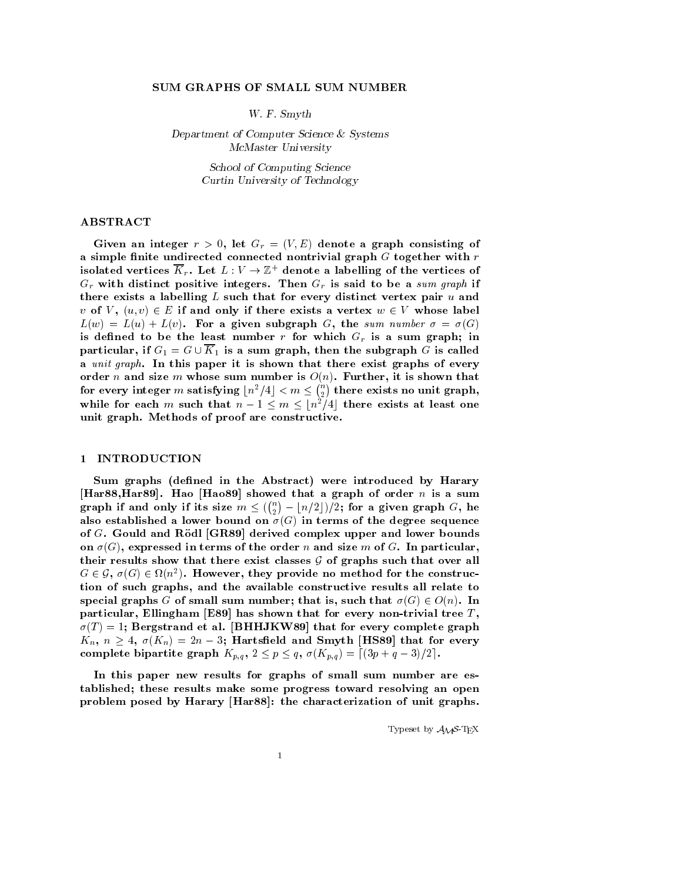# SUM GRAPHS OF SMALL SUM NUMBER

*W. F. Smyth*

*Department of Computer Science & Systems*
*McMaster University*

*School of Computing Science*
*Curtin University of Technology*

## ABSTRACT

**Given an integer $r > 0$, let $G_r = (V, E)$ denote a graph consisting of a simple finite undirected connected nontrivial graph $G$ together with $r$ isolated vertices $\overline{K}_r$. Let $L : V \to \mathbb{Z}^+$ denote a labelling of the vertices of $G_r$ with distinct positive integers. Then $G_r$ is said to be a *sum graph* if there exists a labelling $L$ such that for every distinct vertex pair $u$ and $v$ of $V$, $(u, v) \in E$ if and only if there exists a vertex $w \in V$ whose label $L(w) = L(u) + L(v)$. For a given subgraph $G$, the *sum number* $\sigma = \sigma(G)$ is defined to be the least number $r$ for which $G_r$ is a sum graph; in particular, if $G_1 = G \cup \overline{K}_1$ is a sum graph, then the subgraph $G$ is called a *unit graph*. In this paper it is shown that there exist graphs of every order $n$ and size $m$ whose sum number is $O(n)$. Further, it is shown that for every integer $m$ satisfying $\lfloor n^2/4 \rfloor < m \le \binom{n}{2}$ there exists no unit graph, while for each $m$ such that $n - 1 \le m \le \lfloor n^2/4 \rfloor$ there exists at least one unit graph. Methods of proof are constructive.**

## 1 INTRODUCTION

**Sum graphs (defined in the Abstract) were introduced by Harary [Har88,Har89]. Hao [Hao89] showed that a graph of order $n$ is a sum graph if and only if its size $m \le (\binom{n}{2} - \lfloor n/2 \rfloor)/2$; for a given graph $G$, he also established a lower bound on $\sigma(G)$ in terms of the degree sequence of $G$. Gould and Rödl [GR89] derived complex upper and lower bounds on $\sigma(G)$, expressed in terms of the order $n$ and size $m$ of $G$. In particular, their results show that there exist classes $\mathcal{G}$ of graphs such that over all $G \in \mathcal{G}$, $\sigma(G) \in \Omega(n^2)$. However, they provide no method for the construction of such graphs, and the available constructive results all relate to special graphs $G$ of small sum number; that is, such that $\sigma(G) \in O(n)$. In particular, Ellingham [E89] has shown that for every non-trivial tree $T$, $\sigma(T) = 1$; Bergstrand et al. [BHHJKW89] that for every complete graph $K_n$, $n \ge 4$, $\sigma(K_n) = 2n - 3$; Hartsfield and Smyth [HS89] that for every complete bipartite graph $K_{p,q}$, $2 \le p \le q$, $\sigma(K_{p,q}) = \lceil (3p + q - 3)/2 \rceil$.**

**In this paper new results for graphs of small sum number are established; these results make some progress toward resolving an open problem posed by Harary [Har88]: the characterization of unit graphs.**

Typeset by $\mathcal{A}_{\mathcal{M}}\mathcal{S}$-TEX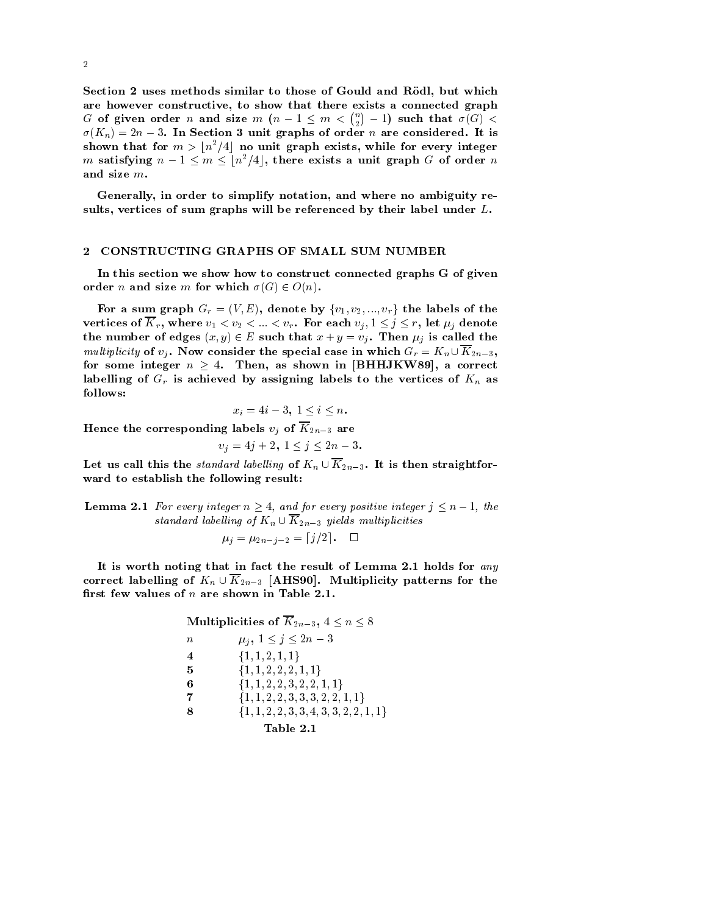Section 2 uses methods similar to those of Gould and Rödl, but which are however constructive, to show that there exists a connected graph $G$ of given order $n$ and size $m$ ($n-1 \leq m < \binom{n}{2} - 1$) such that $\sigma(G) < \sigma(K_n) = 2n-3$. In Section 3 unit graphs of order $n$ are considered. It is shown that for $m > \lfloor n^2/4 \rfloor$ no unit graph exists, while for every integer $m$ satisfying $n-1 \leq m \leq \lfloor n^2/4 \rfloor$, there exists a unit graph $G$ of order $n$ and size $m$.

Generally, in order to simplify notation, and where no ambiguity results, vertices of sum graphs will be referenced by their label under $L$.

## 2 CONSTRUCTING GRAPHS OF SMALL SUM NUMBER

In this section we show how to construct connected graphs G of given order $n$ and size $m$ for which $\sigma(G) \in O(n)$.

For a sum graph $G_r = (V, E)$, denote by $\{v_1, v_2, ..., v_r\}$ the labels of the vertices of $\overline{K}_r$, where $v_1 < v_2 < ... < v_r$. For each $v_j$, $1 \leq j \leq r$, let $\mu_j$ denote the number of edges $(x, y) \in E$ such that $x + y = v_j$. Then $\mu_j$ is called the *multiplicity* of $v_j$. Now consider the special case in which $G_r = K_n \cup \overline{K}_{2n-3}$, for some integer $n \geq 4$. Then, as shown in [BHHJKW89], a correct labelling of $G_r$ is achieved by assigning labels to the vertices of $K_n$ as follows:

$$x_i = 4i - 3, \; 1 \leq i \leq n.$$

Hence the corresponding labels $v_j$ of $\overline{K}_{2n-3}$ are

$$v_j = 4j + 2, \; 1 \leq j \leq 2n - 3.$$

Let us call this the *standard labelling* of $K_n \cup \overline{K}_{2n-3}$. It is then straightforward to establish the following result:

**Lemma 2.1** *For every integer $n \geq 4$, and for every positive integer $j \leq n-1$, the standard labelling of $K_n \cup \overline{K}_{2n-3}$ yields multiplicities*

$$\mu_j = \mu_{2n-j-2} = \lceil j/2 \rceil. \quad \square$$

It is worth noting that in fact the result of Lemma 2.1 holds for *any* correct labelling of $K_n \cup \overline{K}_{2n-3}$ [AHS90]. Multiplicity patterns for the first few values of $n$ are shown in Table 2.1.

Multiplicities of $\overline{K}_{2n-3}$, $4 \leq n \leq 8$

| $n$ | $\mu_j$, $1 \leq j \leq 2n-3$ |
|---|---|
| 4 | $\{1, 1, 2, 1, 1\}$ |
| 5 | $\{1, 1, 2, 2, 2, 1, 1\}$ |
| 6 | $\{1, 1, 2, 2, 3, 2, 2, 1, 1\}$ |
| 7 | $\{1, 1, 2, 2, 3, 3, 3, 2, 2, 1, 1\}$ |
| 8 | $\{1, 1, 2, 2, 3, 3, 4, 3, 3, 2, 2, 1, 1\}$ |

Table 2.1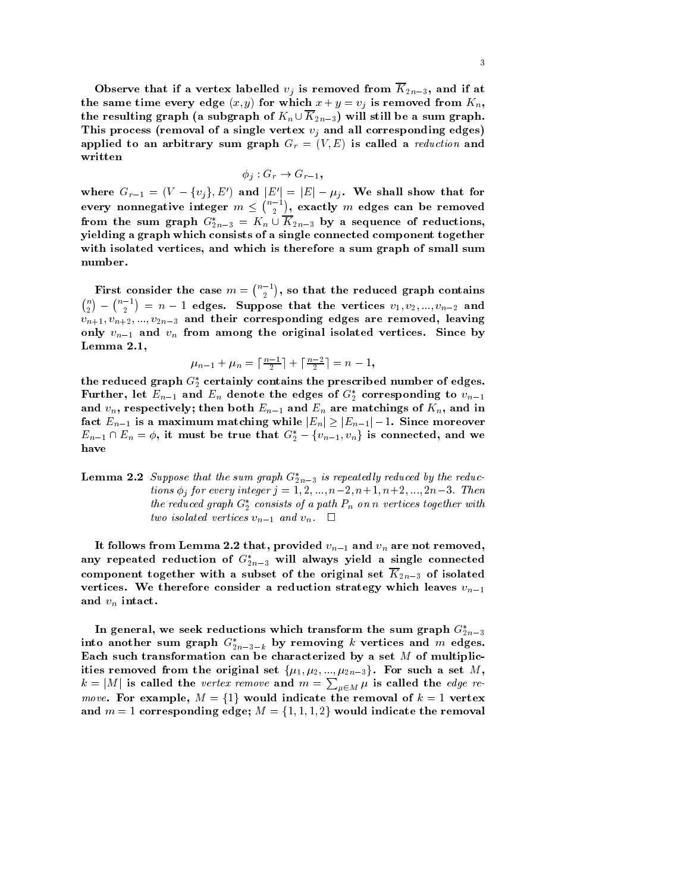Observe that if a vertex labelled $v_j$ is removed from $\overline{K}_{2n-3}$, and if at the same time every edge $(x, y)$ for which $x + y = v_j$ is removed from $K_n$, the resulting graph (a subgraph of $K_n \cup \overline{K}_{2n-3}$) will still be a sum graph. This process (removal of a single vertex $v_j$ and all corresponding edges) applied to an arbitrary sum graph $G_r = (V, E)$ is called a *reduction* and written

$$\phi_j : G_r \rightarrow G_{r-1},$$

where $G_{r-1} = (V - \{v_j\}, E')$ and $|E'| = |E| - \mu_j$. We shall show that for every nonnegative integer $m \leq \binom{n-1}{2}$, exactly $m$ edges can be removed from the sum graph $G^*_{2n-3} = K_n \cup \overline{K}_{2n-3}$ by a sequence of reductions, yielding a graph which consists of a single connected component together with isolated vertices, and which is therefore a sum graph of small sum number.

First consider the case $m = \binom{n-1}{2}$, so that the reduced graph contains $\binom{n}{2} - \binom{n-1}{2} = n - 1$ edges. Suppose that the vertices $v_1, v_2, ..., v_{n-2}$ and $v_{n+1}, v_{n+2}, ..., v_{2n-3}$ and their corresponding edges are removed, leaving only $v_{n-1}$ and $v_n$ from among the original isolated vertices. Since by Lemma 2.1,

$$\mu_{n-1} + \mu_n = \lceil \tfrac{n-1}{2} \rceil + \lceil \tfrac{n-2}{2} \rceil = n - 1,$$

the reduced graph $G^*_2$ certainly contains the prescribed number of edges. Further, let $E_{n-1}$ and $E_n$ denote the edges of $G^*_2$ corresponding to $v_{n-1}$ and $v_n$, respectively; then both $E_{n-1}$ and $E_n$ are matchings of $K_n$, and in fact $E_{n-1}$ is a maximum matching while $|E_n| \geq |E_{n-1}| - 1$. Since moreover $E_{n-1} \cap E_n = \phi$, it must be true that $G^*_2 - \{v_{n-1}, v_n\}$ is connected, and we have

**Lemma 2.2** *Suppose that the sum graph $G^*_{2n-3}$ is repeatedly reduced by the reductions $\phi_j$ for every integer $j = 1, 2, ..., n-2, n+1, n+2, ..., 2n-3$. Then the reduced graph $G^*_2$ consists of a path $P_n$ on $n$ vertices together with two isolated vertices $v_{n-1}$ and $v_n$.* □

It follows from Lemma 2.2 that, provided $v_{n-1}$ and $v_n$ are not removed, any repeated reduction of $G^*_{2n-3}$ will always yield a single connected component together with a subset of the original set $\overline{K}_{2n-3}$ of isolated vertices. We therefore consider a reduction strategy which leaves $v_{n-1}$ and $v_n$ intact.

In general, we seek reductions which transform the sum graph $G^*_{2n-3}$ into another sum graph $G^*_{2n-3-k}$ by removing $k$ vertices and $m$ edges. Each such transformation can be characterized by a set $M$ of multiplicities removed from the original set $\{\mu_1, \mu_2, ..., \mu_{2n-3}\}$. For such a set $M$, $k = |M|$ is called the *vertex remove* and $m = \sum_{\mu \in M} \mu$ is called the *edge remove*. For example, $M = \{1\}$ would indicate the removal of $k = 1$ vertex and $m = 1$ corresponding edge; $M = \{1, 1, 1, 2\}$ would indicate the removal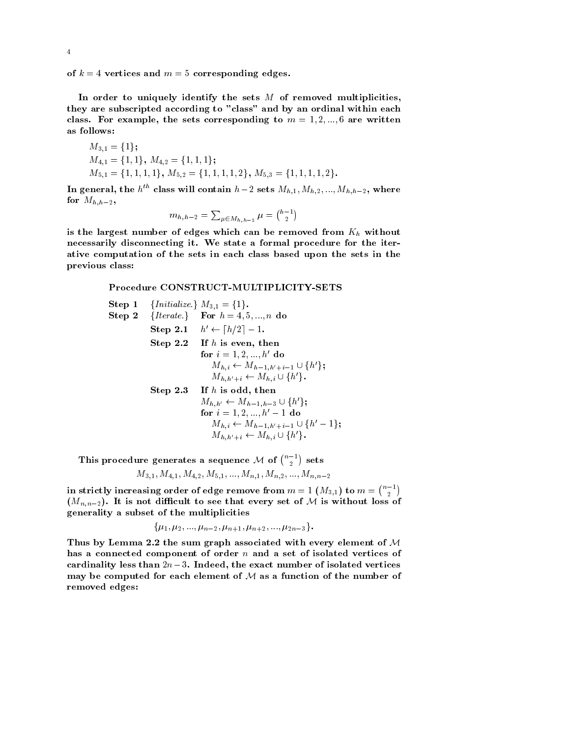of $k = 4$ vertices and $m = 5$ corresponding edges.

In order to uniquely identify the sets $M$ of removed multiplicities, they are subscripted according to "class" and by an ordinal within each class. For example, the sets corresponding to $m = 1, 2, ..., 6$ are written as follows:

$M_{3,1} = \{1\}$;
$M_{4,1} = \{1, 1\}$, $M_{4,2} = \{1, 1, 1\}$;
$M_{5,1} = \{1, 1, 1, 1\}$, $M_{5,2} = \{1, 1, 1, 1, 2\}$, $M_{5,3} = \{1, 1, 1, 1, 2\}$.

In general, the $h^{th}$ class will contain $h-2$ sets $M_{h,1}, M_{h,2}, ..., M_{h,h-2}$, where for $M_{h,h-2}$,

$$m_{h,h-2} = \sum_{\mu \in M_{h,h-2}} \mu = \binom{h-1}{2}$$

is the largest number of edges which can be removed from $K_h$ without necessarily disconnecting it. We state a formal procedure for the iterative computation of the sets in each class based upon the sets in the previous class:

**Procedure CONSTRUCT-MULTIPLICITY-SETS**

**Step 1** {*Initialize.*} $M_{3,1} = \{1\}$.
**Step 2** {*Iterate.*} **For** $h = 4, 5, ..., n$ **do**
 **Step 2.1** $h' \leftarrow \lceil h/2 \rceil - 1$.
 **Step 2.2** **If** $h$ **is even, then**
  **for** $i = 1, 2, ..., h'$ **do**
   $M_{h,i} \leftarrow M_{h-1,h'+i-1} \cup \{h'\}$;
   $M_{h,h'+i} \leftarrow M_{h,i} \cup \{h'\}$.
 **Step 2.3** **If** $h$ **is odd, then**
  $M_{h,h'} \leftarrow M_{h-1,h-3} \cup \{h'\}$;
  **for** $i = 1, 2, ..., h' - 1$ **do**
   $M_{h,i} \leftarrow M_{h-1,h'+i-1} \cup \{h' - 1\}$;
   $M_{h,h'+i} \leftarrow M_{h,i} \cup \{h'\}$.

This procedure generates a sequence $\mathcal{M}$ of $\binom{n-1}{2}$ sets

$$M_{3,1}, M_{4,1}, M_{4,2}, M_{5,1}, ..., M_{n,1}, M_{n,2}, ..., M_{n,n-2}$$

in strictly increasing order of edge remove from $m = 1$ ($M_{3,1}$) to $m = \binom{n-1}{2}$ ($M_{n,n-2}$). It is not difficult to see that every set of $\mathcal{M}$ is without loss of generality a subset of the multiplicities

$$\{\mu_1, \mu_2, ..., \mu_{n-2}, \mu_{n+1}, \mu_{n+2}, ..., \mu_{2n-3}\}.$$

Thus by Lemma 2.2 the sum graph associated with every element of $\mathcal{M}$ has a connected component of order $n$ and a set of isolated vertices of cardinality less than $2n-3$. Indeed, the exact number of isolated vertices may be computed for each element of $\mathcal{M}$ as a function of the number of removed edges: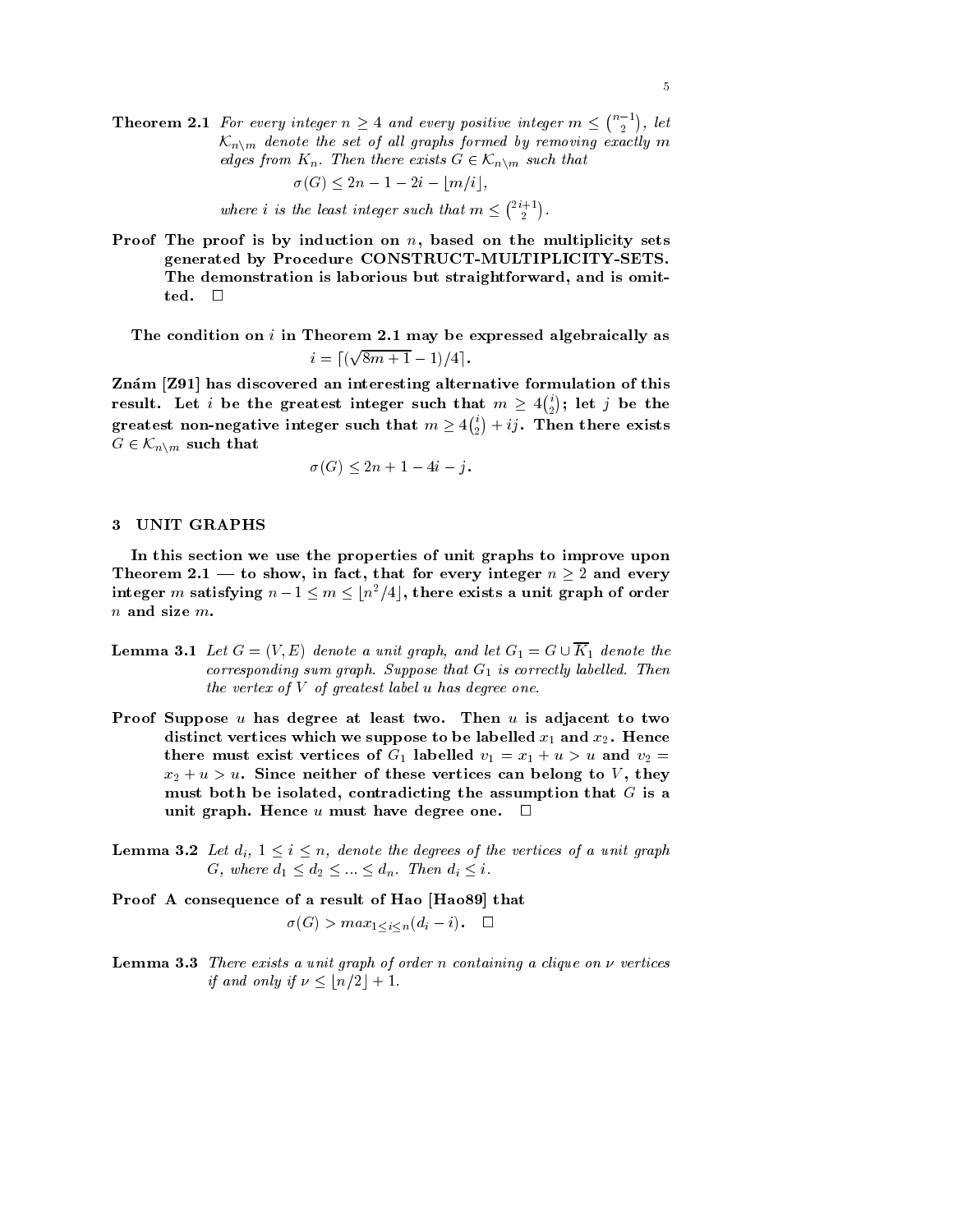**Theorem 2.1** *For every integer $n \geq 4$ and every positive integer $m \leq \binom{n-1}{2}$, let $\mathcal{K}_{n\backslash m}$ denote the set of all graphs formed by removing exactly $m$ edges from $K_n$. Then there exists $G \in \mathcal{K}_{n\backslash m}$ such that*

$$\sigma(G) \leq 2n - 1 - 2i - \lfloor m/i \rfloor,$$

*where $i$ is the least integer such that $m \leq \binom{2i+1}{2}$.*

**Proof** The proof is by induction on $n$, based on the multiplicity sets generated by Procedure CONSTRUCT-MULTIPLICITY-SETS. The demonstration is laborious but straightforward, and is omitted. □

The condition on $i$ in Theorem 2.1 may be expressed algebraically as

$$i = \lceil (\sqrt{8m+1} - 1)/4 \rceil.$$

Znám [Z91] has discovered an interesting alternative formulation of this result. Let $i$ be the greatest integer such that $m \geq 4\binom{i}{2}$; let $j$ be the greatest non-negative integer such that $m \geq 4\binom{i}{2} + ij$. Then there exists $G \in \mathcal{K}_{n\backslash m}$ such that

$$\sigma(G) \leq 2n + 1 - 4i - j.$$

## 3 UNIT GRAPHS

In this section we use the properties of unit graphs to improve upon Theorem 2.1 — to show, in fact, that for every integer $n \geq 2$ and every integer $m$ satisfying $n - 1 \leq m \leq \lfloor n^2/4 \rfloor$, there exists a unit graph of order $n$ and size $m$.

**Lemma 3.1** *Let $G = (V, E)$ denote a unit graph, and let $G_1 = G \cup \overline{K_1}$ denote the corresponding sum graph. Suppose that $G_1$ is correctly labelled. Then the vertex of $V$ of greatest label $u$ has degree one.*

**Proof** Suppose $u$ has degree at least two. Then $u$ is adjacent to two distinct vertices which we suppose to be labelled $x_1$ and $x_2$. Hence there must exist vertices of $G_1$ labelled $v_1 = x_1 + u > u$ and $v_2 = x_2 + u > u$. Since neither of these vertices can belong to $V$, they must both be isolated, contradicting the assumption that $G$ is a unit graph. Hence $u$ must have degree one. □

**Lemma 3.2** *Let $d_i$, $1 \leq i \leq n$, denote the degrees of the vertices of a unit graph $G$, where $d_1 \leq d_2 \leq \ldots \leq d_n$. Then $d_i \leq i$.*

**Proof** A consequence of a result of Hao [Hao89] that

$$\sigma(G) > max_{1 \leq i \leq n}(d_i - i). \quad \square$$

**Lemma 3.3** *There exists a unit graph of order $n$ containing a clique on $\nu$ vertices if and only if $\nu \leq \lfloor n/2 \rfloor + 1$.*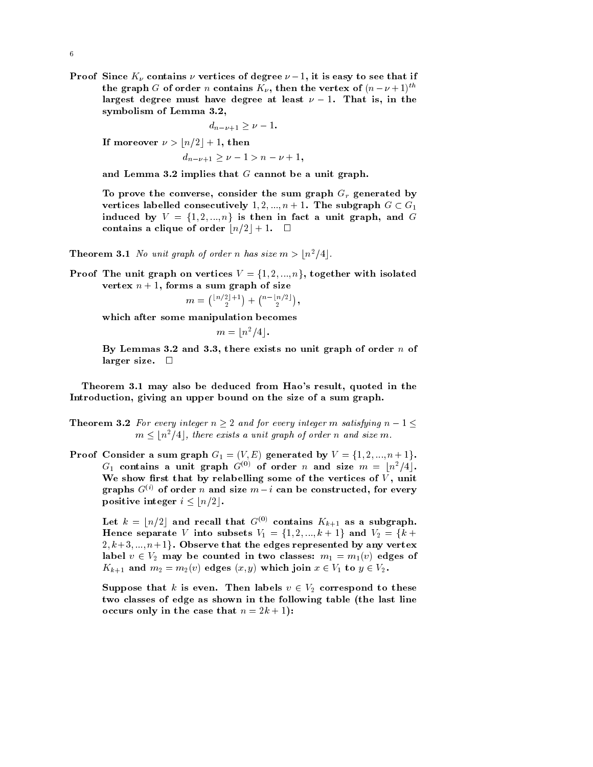**Proof** Since $K_\nu$ contains $\nu$ vertices of degree $\nu - 1$, it is easy to see that if the graph $G$ of order $n$ contains $K_\nu$, then the vertex of $(n-\nu+1)^{th}$ largest degree must have degree at least $\nu - 1$. That is, in the symbolism of Lemma 3.2,

$$d_{n-\nu+1} \geq \nu - 1.$$

If moreover $\nu > \lfloor n/2 \rfloor + 1$, then

$$d_{n-\nu+1} \geq \nu - 1 > n - \nu + 1,$$

and Lemma 3.2 implies that $G$ cannot be a unit graph.

To prove the converse, consider the sum graph $G_r$ generated by vertices labelled consecutively $1, 2, ..., n+1$. The subgraph $G \subset G_1$ induced by $V = \{1, 2, ..., n\}$ is then in fact a unit graph, and $G$ contains a clique of order $\lfloor n/2 \rfloor + 1$. $\square$

**Theorem 3.1** *No unit graph of order $n$ has size $m > \lfloor n^2/4 \rfloor$.*

**Proof** The unit graph on vertices $V = \{1, 2, ..., n\}$, together with isolated vertex $n+1$, forms a sum graph of size

$$m = \binom{\lfloor n/2 \rfloor + 1}{2} + \binom{n - \lfloor n/2 \rfloor}{2},$$

which after some manipulation becomes

$$m = \lfloor n^2/4 \rfloor.$$

By Lemmas 3.2 and 3.3, there exists no unit graph of order $n$ of larger size. $\square$

Theorem 3.1 may also be deduced from Hao's result, quoted in the Introduction, giving an upper bound on the size of a sum graph.

**Theorem 3.2** *For every integer $n \geq 2$ and for every integer $m$ satisfying $n - 1 \leq m \leq \lfloor n^2/4 \rfloor$, there exists a unit graph of order $n$ and size $m$.*

**Proof** Consider a sum graph $G_1 = (V, E)$ generated by $V = \{1, 2, ..., n+1\}$. $G_1$ contains a unit graph $G^{(0)}$ of order $n$ and size $m = \lfloor n^2/4 \rfloor$. We show first that by relabelling some of the vertices of $V$, unit graphs $G^{(i)}$ of order $n$ and size $m - i$ can be constructed, for every positive integer $i \leq \lfloor n/2 \rfloor$.

Let $k = \lfloor n/2 \rfloor$ and recall that $G^{(0)}$ contains $K_{k+1}$ as a subgraph. Hence separate $V$ into subsets $V_1 = \{1, 2, ..., k+1\}$ and $V_2 = \{k+2, k+3, ..., n+1\}$. Observe that the edges represented by any vertex label $v \in V_2$ may be counted in two classes: $m_1 = m_1(v)$ edges of $K_{k+1}$ and $m_2 = m_2(v)$ edges $(x, y)$ which join $x \in V_1$ to $y \in V_2$.

Suppose that $k$ is even. Then labels $v \in V_2$ correspond to these two classes of edge as shown in the following table (the last line occurs only in the case that $n = 2k + 1$):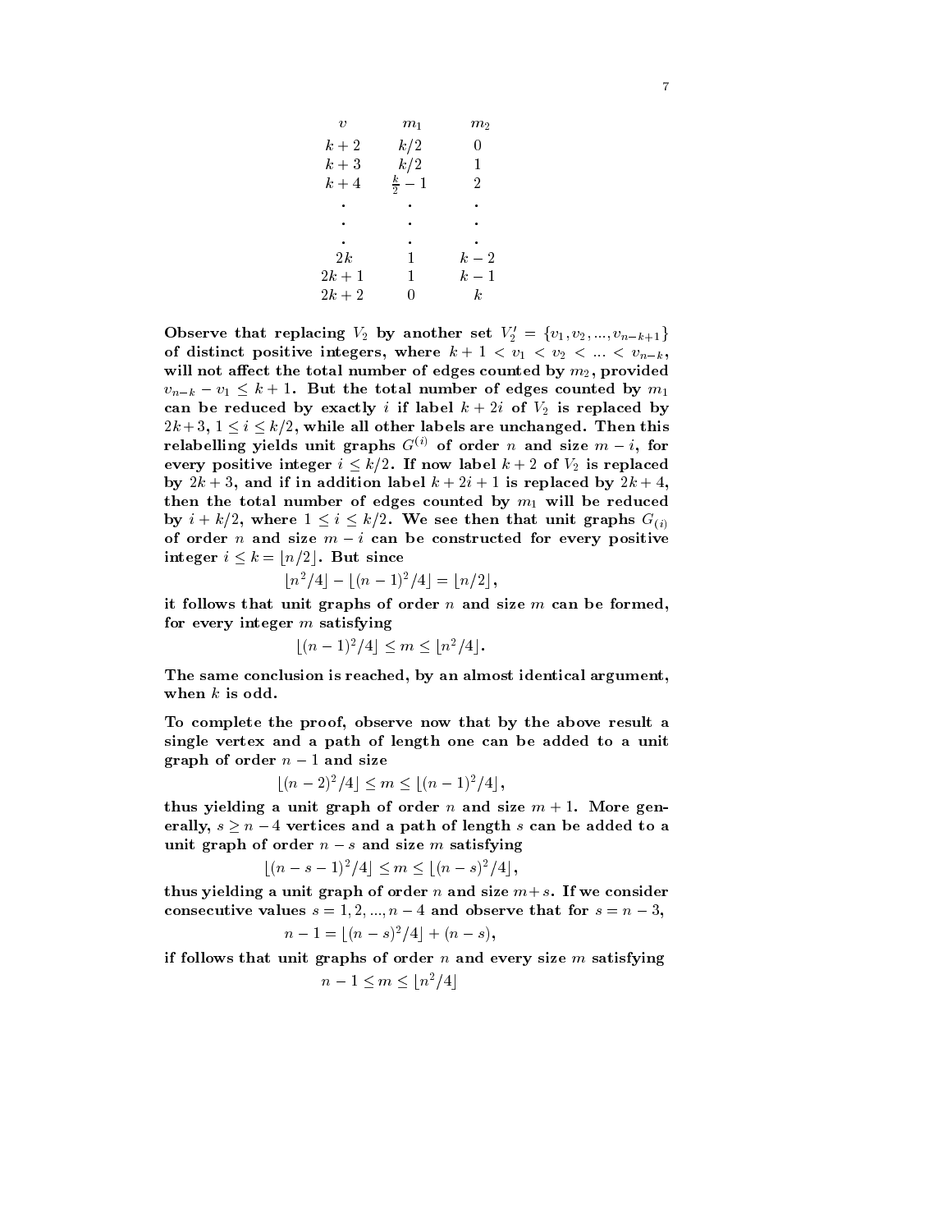| $v$ | $m_1$ | $m_2$ |
| --- | --- | --- |
| $k+2$ | $k/2$ | $0$ |
| $k+3$ | $k/2$ | $1$ |
| $k+4$ | $\frac{k}{2}-1$ | $2$ |
| . | . | . |
| . | . | . |
| . | . | . |
| $2k$ | $1$ | $k-2$ |
| $2k+1$ | $1$ | $k-1$ |
| $2k+2$ | $0$ | $k$ |

**Observe that replacing $V_2$ by another set $V_2' = \{v_1, v_2, ..., v_{n-k+1}\}$ of distinct positive integers, where $k+1 < v_1 < v_2 < ... < v_{n-k}$, will not affect the total number of edges counted by $m_2$, provided $v_{n-k} - v_1 \leq k+1$. But the total number of edges counted by $m_1$ can be reduced by exactly $i$ if label $k+2i$ of $V_2$ is replaced by $2k+3$, $1 \leq i \leq k/2$, while all other labels are unchanged. Then this relabelling yields unit graphs $G^{(i)}$ of order $n$ and size $m-i$, for every positive integer $i \leq k/2$. If now label $k+2$ of $V_2$ is replaced by $2k+3$, and if in addition label $k+2i+1$ is replaced by $2k+4$, then the total number of edges counted by $m_1$ will be reduced by $i+k/2$, where $1 \leq i \leq k/2$. We see then that unit graphs $G_{(i)}$ of order $n$ and size $m-i$ can be constructed for every positive integer $i \leq k = \lfloor n/2 \rfloor$. But since**

$$\lfloor n^2/4 \rfloor - \lfloor (n-1)^2/4 \rfloor = \lfloor n/2 \rfloor,$$

**it follows that unit graphs of order $n$ and size $m$ can be formed, for every integer $m$ satisfying**

$$\lfloor (n-1)^2/4 \rfloor \leq m \leq \lfloor n^2/4 \rfloor.$$

**The same conclusion is reached, by an almost identical argument, when $k$ is odd.**

**To complete the proof, observe now that by the above result a single vertex and a path of length one can be added to a unit graph of order $n-1$ and size**

$$\lfloor (n-2)^2/4 \rfloor \leq m \leq \lfloor (n-1)^2/4 \rfloor,$$

**thus yielding a unit graph of order $n$ and size $m+1$. More generally, $s \geq n-4$ vertices and a path of length $s$ can be added to a unit graph of order $n-s$ and size $m$ satisfying**

$$\lfloor (n-s-1)^2/4 \rfloor \leq m \leq \lfloor (n-s)^2/4 \rfloor,$$

**thus yielding a unit graph of order $n$ and size $m+s$. If we consider consecutive values $s = 1, 2, ..., n-4$ and observe that for $s = n-3$,**

$$n-1 = \lfloor (n-s)^2/4 \rfloor + (n-s),$$

**if follows that unit graphs of order $n$ and every size $m$ satisfying**

$$n-1 \leq m \leq \lfloor n^2/4 \rfloor$$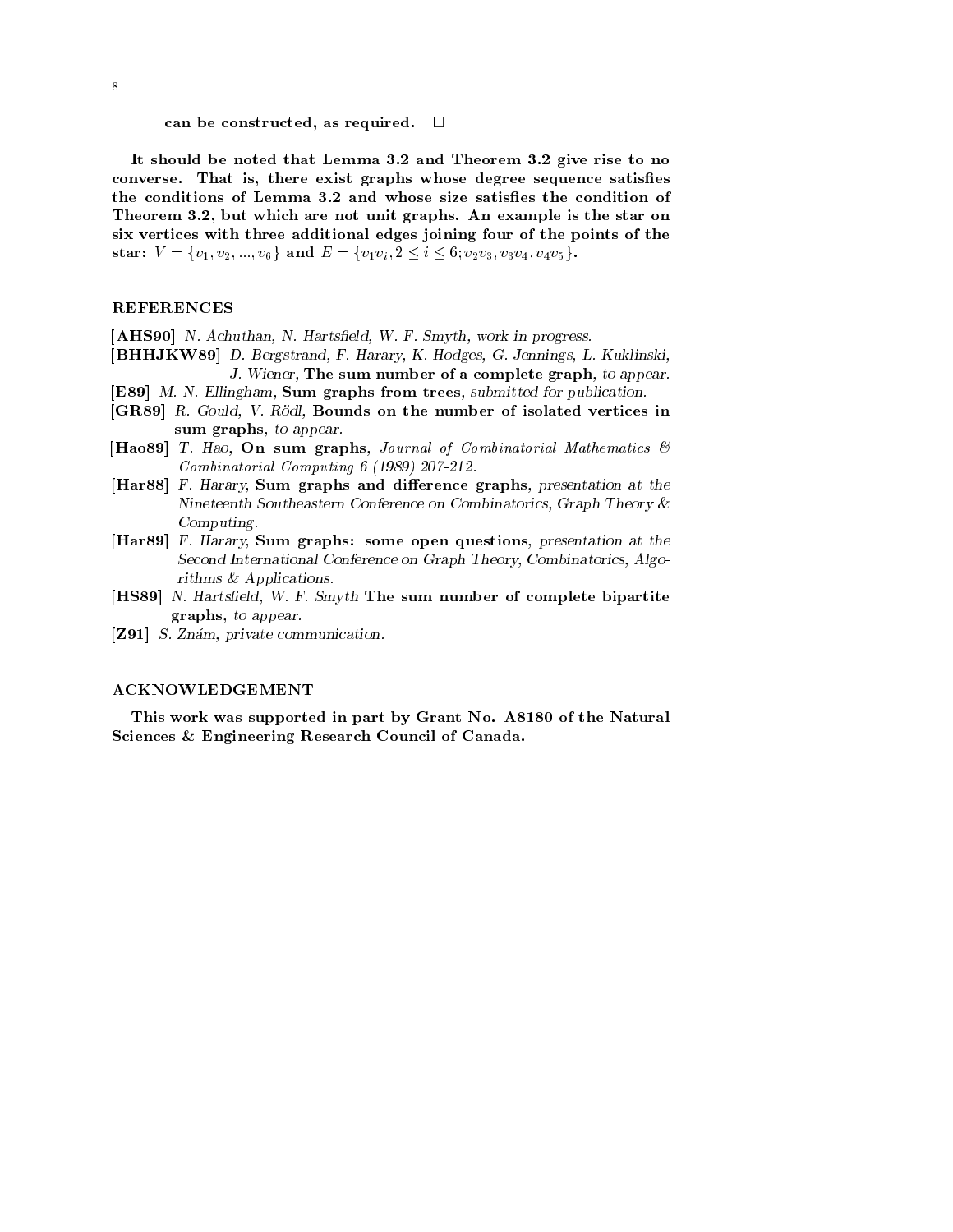**can be constructed, as required.** $\square$

**It should be noted that Lemma 3.2 and Theorem 3.2 give rise to no converse. That is, there exist graphs whose degree sequence satisfies the conditions of Lemma 3.2 and whose size satisfies the condition of Theorem 3.2, but which are not unit graphs. An example is the star on six vertices with three additional edges joining four of the points of the star:** $V = \{v_1, v_2, ..., v_6\}$ **and** $E = \{v_1 v_i, 2 \le i \le 6; v_2 v_3, v_3 v_4, v_4 v_5\}$**.**

## REFERENCES

[**AHS90**] *N. Achuthan, N. Hartsfield, W. F. Smyth, work in progress.*

[**BHHJKW89**] *D. Bergstrand, F. Harary, K. Hodges, G. Jennings, L. Kuklinski, J. Wiener,* **The sum number of a complete graph**, *to appear.*

[**E89**] *M. N. Ellingham,* **Sum graphs from trees**, *submitted for publication.*

[**GR89**] *R. Gould, V. Rödl,* **Bounds on the number of isolated vertices in sum graphs**, *to appear.*

[**Hao89**] *T. Hao,* **On sum graphs**, *Journal of Combinatorial Mathematics & Combinatorial Computing 6 (1989) 207-212.*

[**Har88**] *F. Harary,* **Sum graphs and difference graphs**, *presentation at the Nineteenth Southeastern Conference on Combinatorics, Graph Theory & Computing.*

[**Har89**] *F. Harary,* **Sum graphs: some open questions**, *presentation at the Second International Conference on Graph Theory, Combinatorics, Algorithms & Applications.*

[**HS89**] *N. Hartsfield, W. F. Smyth* **The sum number of complete bipartite graphs**, *to appear.*

[**Z91**] *S. Znám, private communication.*

## ACKNOWLEDGEMENT

**This work was supported in part by Grant No. A8180 of the Natural Sciences & Engineering Research Council of Canada.**